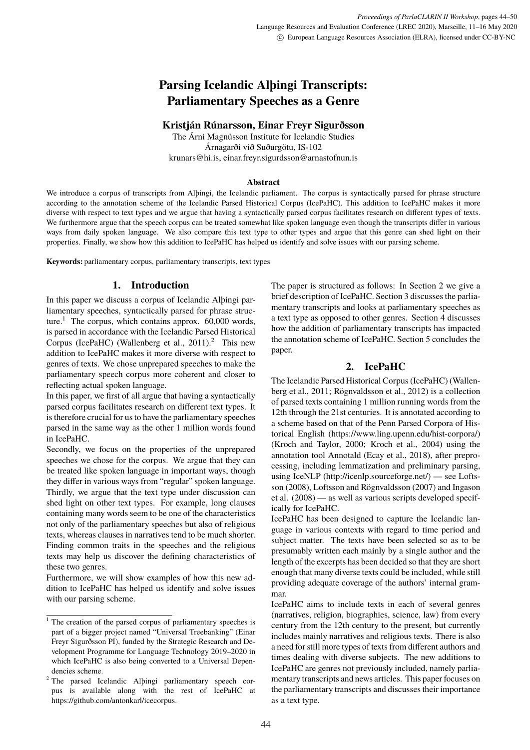# Parsing Icelandic Alþingi Transcripts: Parliamentary Speeches as a Genre

**Kristján Rúnarsson, Einar Freyr Sigurðsson**

The Árni Magnússon Institute for Icelandic Studies
Árnagarði við Suðurgötu, IS-102
krunars@hi.is, einar.freyr.sigurdsson@arnastofnun.is

### Abstract

We introduce a corpus of transcripts from Alþingi, the Icelandic parliament. The corpus is syntactically parsed for phrase structure according to the annotation scheme of the Icelandic Parsed Historical Corpus (IcePaHC). This addition to IcePaHC makes it more diverse with respect to text types and we argue that having a syntactically parsed corpus facilitates research on different types of texts. We furthermore argue that the speech corpus can be treated somewhat like spoken language even though the transcripts differ in various ways from daily spoken language. We also compare this text type to other types and argue that this genre can shed light on their properties. Finally, we show how this addition to IcePaHC has helped us identify and solve issues with our parsing scheme.

**Keywords:** parliamentary corpus, parliamentary transcripts, text types

## 1. Introduction

In this paper we discuss a corpus of Icelandic Alþingi parliamentary speeches, syntactically parsed for phrase structure.[1] The corpus, which contains approx. 60,000 words, is parsed in accordance with the Icelandic Parsed Historical Corpus (IcePaHC) (Wallenberg et al., 2011).[2] This new addition to IcePaHC makes it more diverse with respect to genres of texts. We chose unprepared speeches to make the parliamentary speech corpus more coherent and closer to reflecting actual spoken language.

In this paper, we first of all argue that having a syntactically parsed corpus facilitates research on different text types. It is therefore crucial for us to have the parliamentary speeches parsed in the same way as the other 1 million words found in IcePaHC.

Secondly, we focus on the properties of the unprepared speeches we chose for the corpus. We argue that they can be treated like spoken language in important ways, though they differ in various ways from "regular" spoken language. Thirdly, we argue that the text type under discussion can shed light on other text types. For example, long clauses containing many words seem to be one of the characteristics not only of the parliamentary speeches but also of religious texts, whereas clauses in narratives tend to be much shorter. Finding common traits in the speeches and the religious texts may help us discover the defining characteristics of these two genres.

Furthermore, we will show examples of how this new addition to IcePaHC has helped us identify and solve issues with our parsing scheme.

The paper is structured as follows: In Section 2 we give a brief description of IcePaHC. Section 3 discusses the parliamentary transcripts and looks at parliamentary speeches as a text type as opposed to other genres. Section 4 discusses how the addition of parliamentary transcripts has impacted the annotation scheme of IcePaHC. Section 5 concludes the paper.

## 2. IcePaHC

The Icelandic Parsed Historical Corpus (IcePaHC) (Wallenberg et al., 2011; Rögnvaldsson et al., 2012) is a collection of parsed texts containing 1 million running words from the 12th through the 21st centuries. It is annotated according to a scheme based on that of the Penn Parsed Corpora of Historical English (https://www.ling.upenn.edu/hist-corpora/) (Kroch and Taylor, 2000; Kroch et al., 2004) using the annotation tool Annotald (Ecay et al., 2018), after preprocessing, including lemmatization and preliminary parsing, using IceNLP (http://icenlp.sourceforge.net/) — see Loftsson (2008), Loftsson and Rögnvaldsson (2007) and Ingason et al. (2008) — as well as various scripts developed specifically for IcePaHC.

IcePaHC has been designed to capture the Icelandic language in various contexts with regard to time period and subject matter. The texts have been selected so as to be presumably written each mainly by a single author and the length of the excerpts has been decided so that they are short enough that many diverse texts could be included, while still providing adequate coverage of the authors' internal grammar.

IcePaHC aims to include texts in each of several genres (narratives, religion, biographies, science, law) from every century from the 12th century to the present, but currently includes mainly narratives and religious texts. There is also a need for still more types of texts from different authors and times dealing with diverse subjects. The new additions to IcePaHC are genres not previously included, namely parliamentary transcripts and news articles. This paper focuses on the parliamentary transcripts and discusses their importance as a text type.

[1] The creation of the parsed corpus of parliamentary speeches is part of a bigger project named "Universal Treebanking" (Einar Freyr Sigurðsson PI), funded by the Strategic Research and Development Programme for Language Technology 2019–2020 in which IcePaHC is also being converted to a Universal Dependencies scheme.

[2] The parsed Icelandic Alþingi parliamentary speech corpus is available along with the rest of IcePaHC at https://github.com/antonkarl/icecorpus.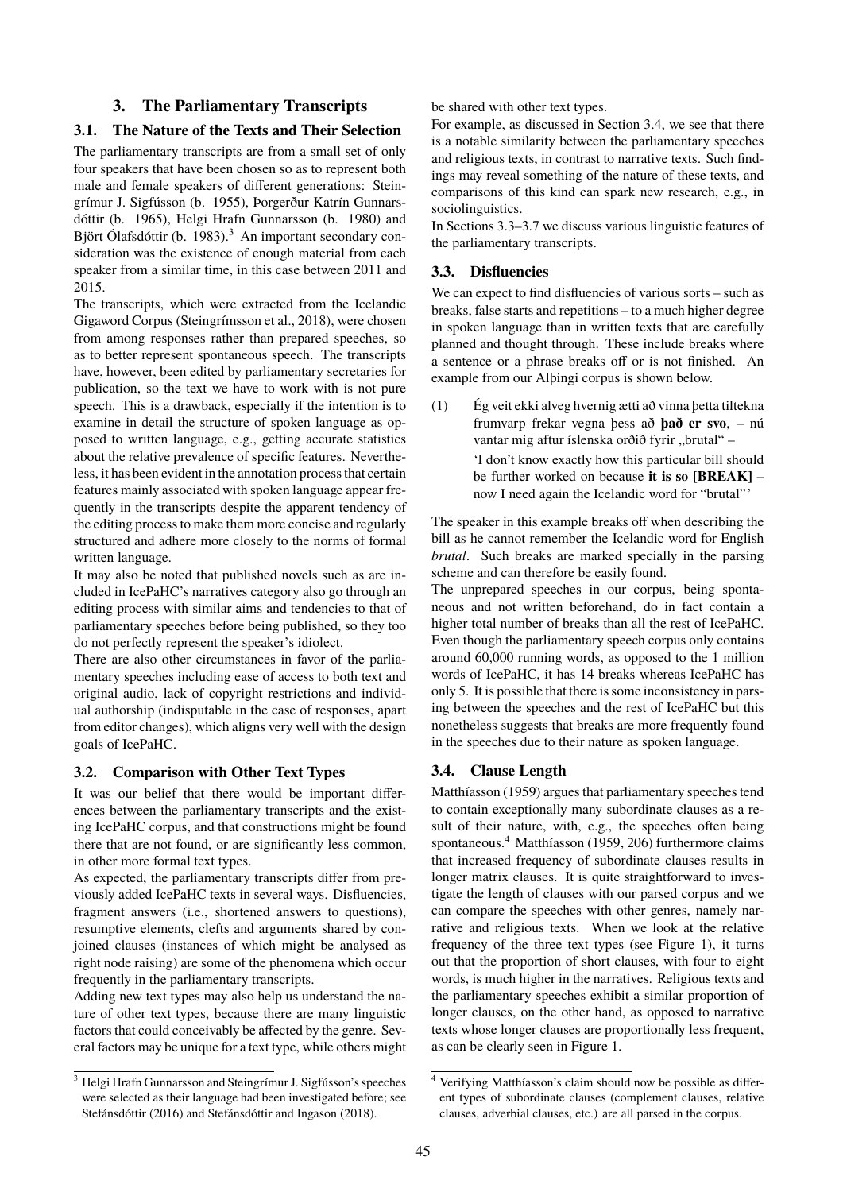## 3. The Parliamentary Transcripts

### 3.1. The Nature of the Texts and Their Selection

The parliamentary transcripts are from a small set of only four speakers that have been chosen so as to represent both male and female speakers of different generations: Steingrímur J. Sigfússon (b. 1955), Þorgerður Katrín Gunnarsdóttir (b. 1965), Helgi Hrafn Gunnarsson (b. 1980) and Björt Ólafsdóttir (b. 1983).[3] An important secondary consideration was the existence of enough material from each speaker from a similar time, in this case between 2011 and 2015.

The transcripts, which were extracted from the Icelandic Gigaword Corpus (Steingrímsson et al., 2018), were chosen from among responses rather than prepared speeches, so as to better represent spontaneous speech. The transcripts have, however, been edited by parliamentary secretaries for publication, so the text we have to work with is not pure speech. This is a drawback, especially if the intention is to examine in detail the structure of spoken language as opposed to written language, e.g., getting accurate statistics about the relative prevalence of specific features. Nevertheless, it has been evident in the annotation process that certain features mainly associated with spoken language appear frequently in the transcripts despite the apparent tendency of the editing process to make them more concise and regularly structured and adhere more closely to the norms of formal written language.

It may also be noted that published novels such as are included in IcePaHC's narratives category also go through an editing process with similar aims and tendencies to that of parliamentary speeches before being published, so they too do not perfectly represent the speaker's idiolect.

There are also other circumstances in favor of the parliamentary speeches including ease of access to both text and original audio, lack of copyright restrictions and individual authorship (indisputable in the case of responses, apart from editor changes), which aligns very well with the design goals of IcePaHC.

### 3.2. Comparison with Other Text Types

It was our belief that there would be important differences between the parliamentary transcripts and the existing IcePaHC corpus, and that constructions might be found there that are not found, or are significantly less common, in other more formal text types.

As expected, the parliamentary transcripts differ from previously added IcePaHC texts in several ways. Disfluencies, fragment answers (i.e., shortened answers to questions), resumptive elements, clefts and arguments shared by conjoined clauses (instances of which might be analysed as right node raising) are some of the phenomena which occur frequently in the parliamentary transcripts.

Adding new text types may also help us understand the nature of other text types, because there are many linguistic factors that could conceivably be affected by the genre. Several factors may be unique for a text type, while others might be shared with other text types.

For example, as discussed in Section 3.4, we see that there is a notable similarity between the parliamentary speeches and religious texts, in contrast to narrative texts. Such findings may reveal something of the nature of these texts, and comparisons of this kind can spark new research, e.g., in sociolinguistics.

In Sections 3.3–3.7 we discuss various linguistic features of the parliamentary transcripts.

### 3.3. Disfluencies

We can expect to find disfluencies of various sorts – such as breaks, false starts and repetitions – to a much higher degree in spoken language than in written texts that are carefully planned and thought through. These include breaks where a sentence or a phrase breaks off or is not finished. An example from our Alþingi corpus is shown below.

(1) Ég veit ekki alveg hvernig ætti að vinna þetta tiltekna frumvarp frekar vegna þess að **það er svo**, – nú vantar mig aftur íslenska orðið fyrir „brutal“ –
'I don't know exactly how this particular bill should be further worked on because **it is so [BREAK]** – now I need again the Icelandic word for "brutal"'

The speaker in this example breaks off when describing the bill as he cannot remember the Icelandic word for English *brutal*. Such breaks are marked specially in the parsing scheme and can therefore be easily found.

The unprepared speeches in our corpus, being spontaneous and not written beforehand, do in fact contain a higher total number of breaks than all the rest of IcePaHC. Even though the parliamentary speech corpus only contains around 60,000 running words, as opposed to the 1 million words of IcePaHC, it has 14 breaks whereas IcePaHC has only 5. It is possible that there is some inconsistency in parsing between the speeches and the rest of IcePaHC but this nonetheless suggests that breaks are more frequently found in the speeches due to their nature as spoken language.

### 3.4. Clause Length

Matthíasson (1959) argues that parliamentary speeches tend to contain exceptionally many subordinate clauses as a result of their nature, with, e.g., the speeches often being spontaneous.[4] Matthíasson (1959, 206) furthermore claims that increased frequency of subordinate clauses results in longer matrix clauses. It is quite straightforward to investigate the length of clauses with our parsed corpus and we can compare the speeches with other genres, namely narrative and religious texts. When we look at the relative frequency of the three text types (see Figure 1), it turns out that the proportion of short clauses, with four to eight words, is much higher in the narratives. Religious texts and the parliamentary speeches exhibit a similar proportion of longer clauses, on the other hand, as opposed to narrative texts whose longer clauses are proportionally less frequent, as can be clearly seen in Figure 1.

[3] Helgi Hrafn Gunnarsson and Steingrímur J. Sigfússon's speeches were selected as their language had been investigated before; see Stefánsdóttir (2016) and Stefánsdóttir and Ingason (2018).

[4] Verifying Matthíasson's claim should now be possible as different types of subordinate clauses (complement clauses, relative clauses, adverbial clauses, etc.) are all parsed in the corpus.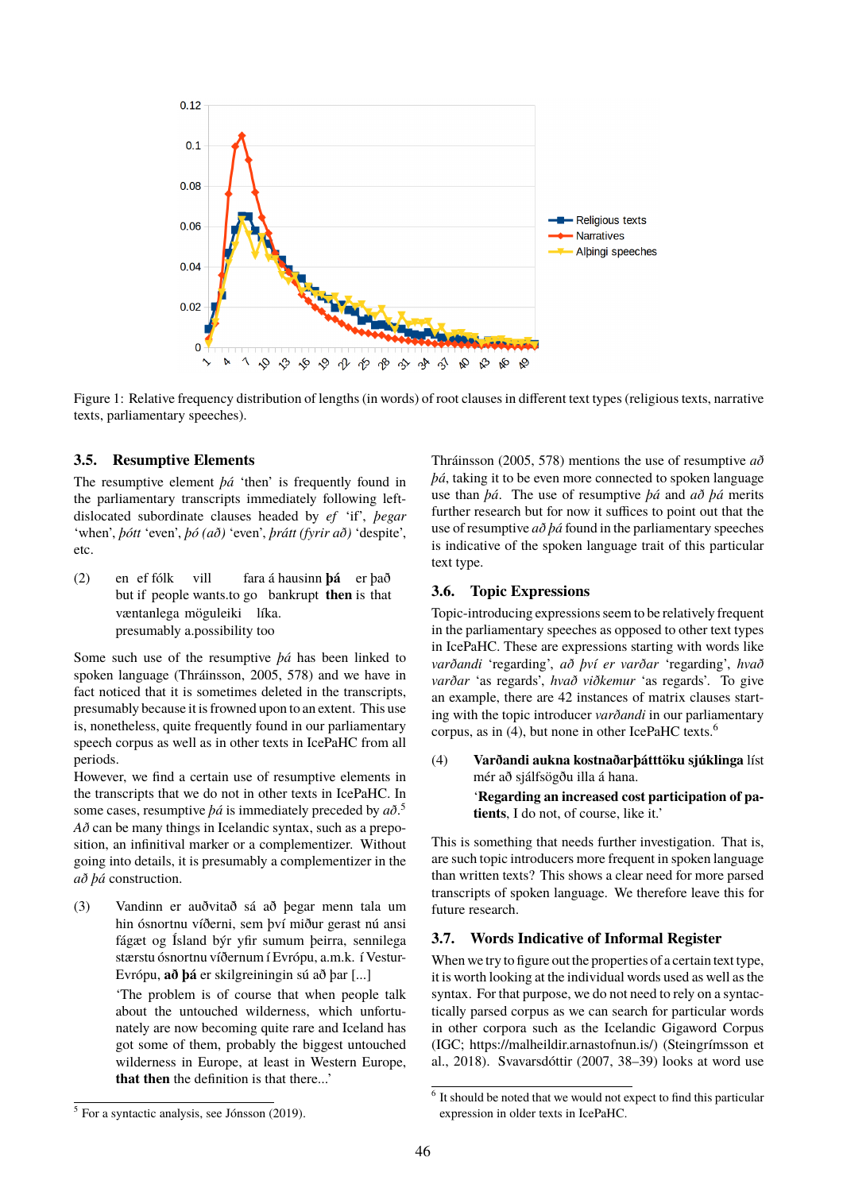Figure 1: Relative frequency distribution of lengths (in words) of root clauses in different text types (religious texts, narrative texts, parliamentary speeches).

### 3.5. Resumptive Elements

The resumptive element *þá* 'then' is frequently found in the parliamentary transcripts immediately following left-dislocated subordinate clauses headed by *ef* 'if', *þegar* 'when', *þótt* 'even', *þó (að)* 'even', *þrátt (fyrir að)* 'despite', etc.

(2) en ef fólk vill fara á hausinn **þá** er það
but if people wants.to go bankrupt **then** is that
væntanlega möguleiki líka.
presumably a.possibility too

Some such use of the resumptive *þá* has been linked to spoken language (Thráinsson, 2005, 578) and we have in fact noticed that it is sometimes deleted in the transcripts, presumably because it is frowned upon to an extent. This use is, nonetheless, quite frequently found in our parliamentary speech corpus as well as in other texts in IcePaHC from all periods.
However, we find a certain use of resumptive elements in the transcripts that we do not in other texts in IcePaHC. In some cases, resumptive *þá* is immediately preceded by *að*.[5] *Að* can be many things in Icelandic syntax, such as a preposition, an infinitival marker or a complementizer. Without going into details, it is presumably a complementizer in the *að þá* construction.

(3) Vandinn er auðvitað sá að þegar menn tala um hin ósnortnu víðerni, sem því miður gerast nú ansi fágæt og Ísland býr yfir sumum þeirra, sennilega stærstu ósnortnu víðernum í Evrópu, a.m.k. í Vestur-Evrópu, **að þá** er skilgreiningin sú að þar [...]
'The problem is of course that when people talk about the untouched wilderness, which unfortunately are now becoming quite rare and Iceland has got some of them, probably the biggest untouched wilderness in Europe, at least in Western Europe, **that then** the definition is that there...'

Thráinsson (2005, 578) mentions the use of resumptive *að þá*, taking it to be even more connected to spoken language use than *þá*. The use of resumptive *þá* and *að þá* merits further research but for now it suffices to point out that the use of resumptive *að þá* found in the parliamentary speeches is indicative of the spoken language trait of this particular text type.

### 3.6. Topic Expressions

Topic-introducing expressions seem to be relatively frequent in the parliamentary speeches as opposed to other text types in IcePaHC. These are expressions starting with words like *varðandi* 'regarding', *að því er varðar* 'regarding', *hvað varðar* 'as regards', *hvað viðkemur* 'as regards'. To give an example, there are 42 instances of matrix clauses starting with the topic introducer *varðandi* in our parliamentary corpus, as in (4), but none in other IcePaHC texts.[6]

(4) **Varðandi aukna kostnaðarþátttöku sjúklinga** líst mér að sjálfsögðu illa á hana.
'**Regarding an increased cost participation of patients**, I do not, of course, like it.'

This is something that needs further investigation. That is, are such topic introducers more frequent in spoken language than written texts? This shows a clear need for more parsed transcripts of spoken language. We therefore leave this for future research.

### 3.7. Words Indicative of Informal Register

When we try to figure out the properties of a certain text type, it is worth looking at the individual words used as well as the syntax. For that purpose, we do not need to rely on a syntactically parsed corpus as we can search for particular words in other corpora such as the Icelandic Gigaword Corpus (IGC; https://malheildir.arnastofnun.is/) (Steingrímsson et al., 2018). Svavarsdóttir (2007, 38–39) looks at word use

[5] For a syntactic analysis, see Jónsson (2019).

[6] It should be noted that we would not expect to find this particular expression in older texts in IcePaHC.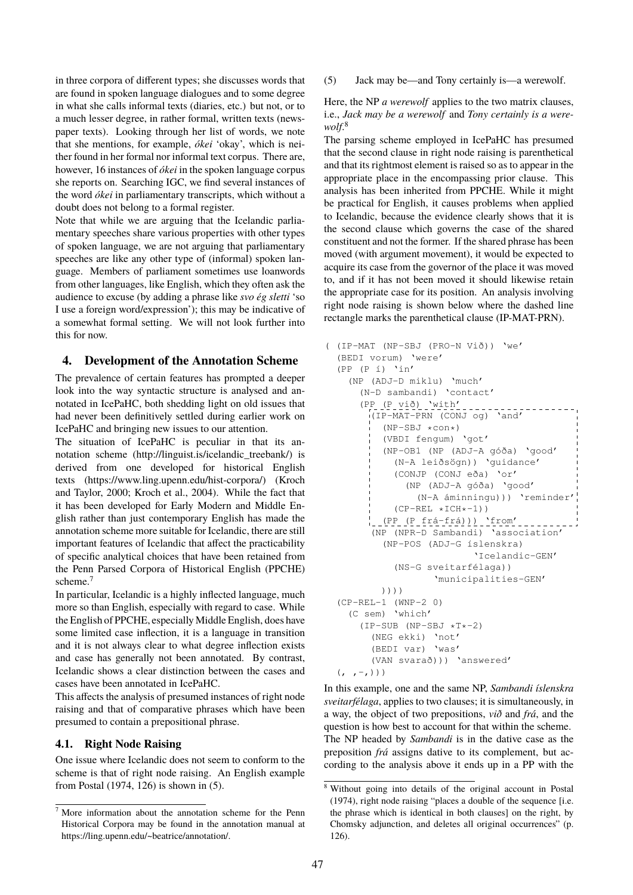in three corpora of different types; she discusses words that are found in spoken language dialogues and to some degree in what she calls informal texts (diaries, etc.) but not, or to a much lesser degree, in rather formal, written texts (newspaper texts). Looking through her list of words, we note that she mentions, for example, *ókei* 'okay', which is neither found in her formal nor informal text corpus. There are, however, 16 instances of *ókei* in the spoken language corpus she reports on. Searching IGC, we find several instances of the word *ókei* in parliamentary transcripts, which without a doubt does not belong to a formal register.

Note that while we are arguing that the Icelandic parliamentary speeches share various properties with other types of spoken language, we are not arguing that parliamentary speeches are like any other type of (informal) spoken language. Members of parliament sometimes use loanwords from other languages, like English, which they often ask the audience to excuse (by adding a phrase like *svo ég sletti* 'so I use a foreign word/expression'); this may be indicative of a somewhat formal setting. We will not look further into this for now.

## 4. Development of the Annotation Scheme

The prevalence of certain features has prompted a deeper look into the way syntactic structure is analysed and annotated in IcePaHC, both shedding light on old issues that had never been definitively settled during earlier work on IcePaHC and bringing new issues to our attention.

The situation of IcePaHC is peculiar in that its annotation scheme (http://linguist.is/icelandic_treebank/) is derived from one developed for historical English texts (https://www.ling.upenn.edu/hist-corpora/) (Kroch and Taylor, 2000; Kroch et al., 2004). While the fact that it has been developed for Early Modern and Middle English rather than just contemporary English has made the annotation scheme more suitable for Icelandic, there are still important features of Icelandic that affect the practicability of specific analytical choices that have been retained from the Penn Parsed Corpora of Historical English (PPCHE) scheme.[7]

In particular, Icelandic is a highly inflected language, much more so than English, especially with regard to case. While the English of PPCHE, especially Middle English, does have some limited case inflection, it is a language in transition and it is not always clear to what degree inflection exists and case has generally not been annotated. By contrast, Icelandic shows a clear distinction between the cases and cases have been annotated in IcePaHC.

This affects the analysis of presumed instances of right node raising and that of comparative phrases which have been presumed to contain a prepositional phrase.

### 4.1. Right Node Raising

One issue where Icelandic does not seem to conform to the scheme is that of right node raising. An English example from Postal (1974, 126) is shown in (5).

(5) Jack may be—and Tony certainly is—a werewolf.

Here, the NP *a werewolf* applies to the two matrix clauses, i.e., *Jack may be a werewolf* and *Tony certainly is a werewolf*.[8]

The parsing scheme employed in IcePaHC has presumed that the second clause in right node raising is parenthetical and that its rightmost element is raised so as to appear in the appropriate place in the encompassing prior clause. This analysis has been inherited from PPCHE. While it might be practical for English, it causes problems when applied to Icelandic, because the evidence clearly shows that it is the second clause which governs the case of the shared constituent and not the former. If the shared phrase has been moved (with argument movement), it would be expected to acquire its case from the governor of the place it was moved to, and if it has not been moved it should likewise retain the appropriate case for its position. An analysis involving right node raising is shown below where the dashed line rectangle marks the parenthetical clause (IP-MAT-PRN).

```
( (IP-MAT (NP-SBJ (PRO-N Við)) 'we'
  (BEDI vorum) 'were'
  (PP (P í) 'in'
    (NP (ADJ-D miklu) 'much'
      (N-D sambandi) 'contact'
      (PP (P við) 'with'
        (IP-MAT-PRN (CONJ og) 'and'
          (NP-SBJ *con*)
          (VBDI fengum) 'got'
          (NP-OB1 (NP (ADJ-A góða) 'good'
            (N-A leiðsögn)) 'guidance'
            (CONJP (CONJ eða) 'or'
              (NP (ADJ-A góða) 'good'
                (N-A áminningu))) 'reminder'
            (CP-REL *ICH*-1))
          (PP (P frá-frá))) 'from'
        (NP (NPR-D Sambandi) 'association'
          (NP-POS (ADJ-G íslenskra)
                          'Icelandic-GEN'
            (NS-G sveitarfélaga))
                    'municipalities-GEN'
          ))))
  (CP-REL-1 (WNP-2 0)
    (C sem) 'which'
      (IP-SUB (NP-SBJ *T*-2)
        (NEG ekki) 'not'
        (BEDI var) 'was'
        (VAN svarað))) 'answered'
  (, ,-,)))
```

In this example, one and the same NP, *Sambandi íslenskra sveitarfélaga*, applies to two clauses; it is simultaneously, in a way, the object of two prepositions, *við* and *frá*, and the question is how best to account for that within the scheme. The NP headed by *Sambandi* is in the dative case as the preposition *frá* assigns dative to its complement, but according to the analysis above it ends up in a PP with the

[7] More information about the annotation scheme for the Penn Historical Corpora may be found in the annotation manual at https://ling.upenn.edu/~beatrice/annotation/.

[8] Without going into details of the original account in Postal (1974), right node raising "places a double of the sequence [i.e. the phrase which is identical in both clauses] on the right, by Chomsky adjunction, and deletes all original occurrences" (p. 126).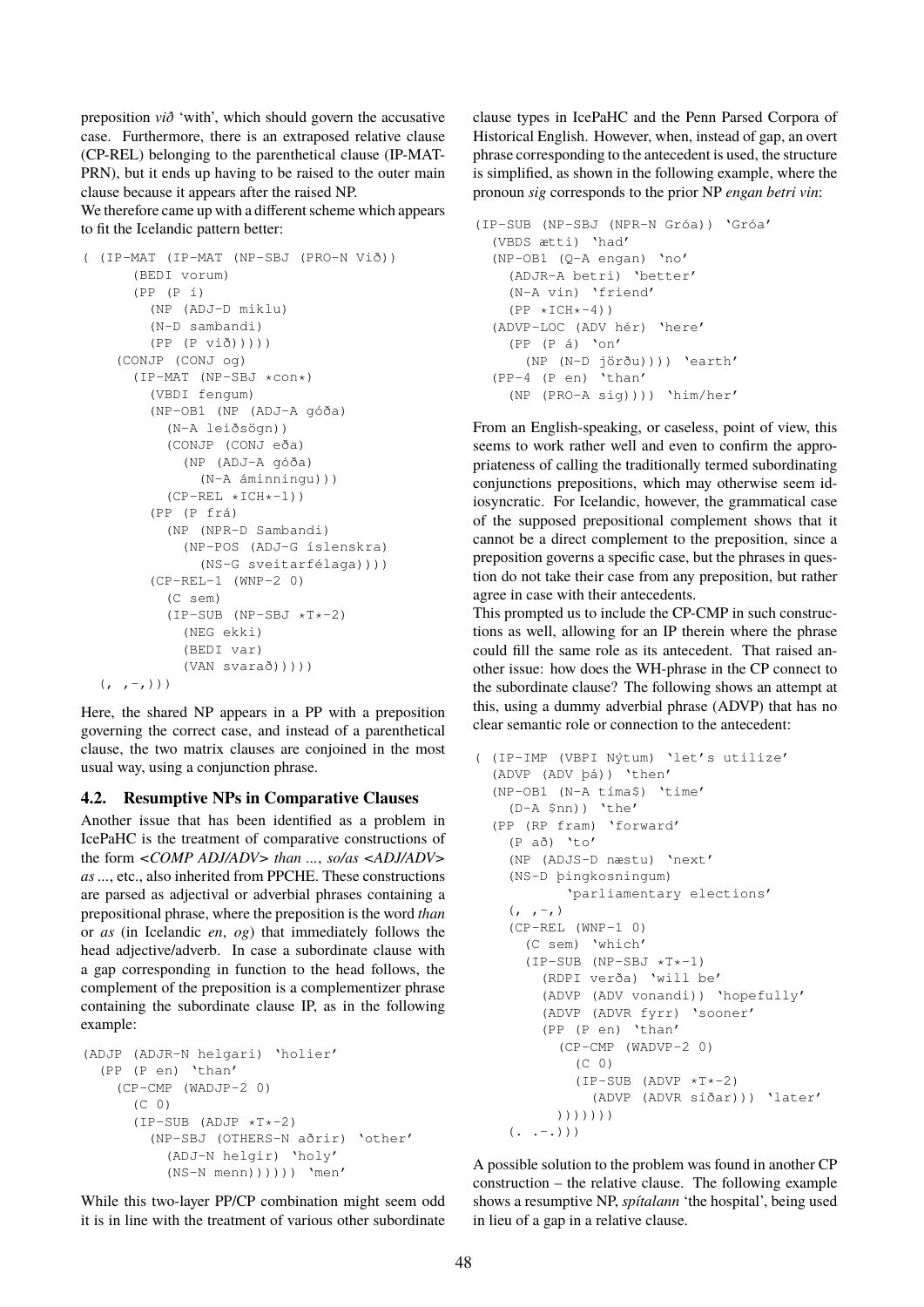preposition *við* 'with', which should govern the accusative case. Furthermore, there is an extraposed relative clause (CP-REL) belonging to the parenthetical clause (IP-MAT-PRN), but it ends up having to be raised to the outer main clause because it appears after the raised NP.
We therefore came up with a different scheme which appears to fit the Icelandic pattern better:

```
( (IP-MAT (IP-MAT (NP-SBJ (PRO-N Við))
      (BEDI vorum)
      (PP (P í)
        (NP (ADJ-D miklu)
        (N-D sambandi)
        (PP (P við)))))
    (CONJP (CONJ og)
      (IP-MAT (NP-SBJ *con*)
        (VBDI fengum)
        (NP-OB1 (NP (ADJ-A góða)
          (N-A leiðsögn))
          (CONJP (CONJ eða)
            (NP (ADJ-A góða)
              (N-A áminningu)))
          (CP-REL *ICH*-1))
        (PP (P frá)
          (NP (NPR-D Sambandi)
            (NP-POS (ADJ-G íslenskra)
              (NS-G sveitarfélaga))))
        (CP-REL-1 (WNP-2 0)
          (C sem)
          (IP-SUB (NP-SBJ *T*-2)
            (NEG ekki)
            (BEDI var)
            (VAN svarað)))))
  (, ,-,)))
```

Here, the shared NP appears in a PP with a preposition governing the correct case, and instead of a parenthetical clause, the two matrix clauses are conjoined in the most usual way, using a conjunction phrase.

### 4.2. Resumptive NPs in Comparative Clauses

Another issue that has been identified as a problem in IcePaHC is the treatment of comparative constructions of the form *<COMP ADJ/ADV> than ..., so/as <ADJ/ADV> as ...*, etc., also inherited from PPCHE. These constructions are parsed as adjectival or adverbial phrases containing a prepositional phrase, where the preposition is the word *than* or *as* (in Icelandic *en*, *og*) that immediately follows the head adjective/adverb. In case a subordinate clause with a gap corresponding in function to the head follows, the complement of the preposition is a complementizer phrase containing the subordinate clause IP, as in the following example:

```
(ADJP (ADJR-N helgari) 'holier'
  (PP (P en) 'than'
    (CP-CMP (WADJP-2 0)
      (C 0)
      (IP-SUB (ADJP *T*-2)
        (NP-SBJ (OTHERS-N aðrir) 'other'
          (ADJ-N helgir) 'holy'
          (NS-N menn)))))) 'men'
```

While this two-layer PP/CP combination might seem odd it is in line with the treatment of various other subordinate clause types in IcePaHC and the Penn Parsed Corpora of Historical English. However, when, instead of gap, an overt phrase corresponding to the antecedent is used, the structure is simplified, as shown in the following example, where the pronoun *sig* corresponds to the prior NP *engan betri vin*:

```
(IP-SUB (NP-SBJ (NPR-N Gróa)) 'Gróa'
  (VBDS ætti) 'had'
  (NP-OB1 (Q-A engan) 'no'
    (ADJR-A betri) 'better'
    (N-A vin) 'friend'
    (PP *ICH*-4))
  (ADVP-LOC (ADV hér) 'here'
    (PP (P á) 'on'
      (NP (N-D jörðu)))) 'earth'
  (PP-4 (P en) 'than'
    (NP (PRO-A sig)))) 'him/her'
```

From an English-speaking, or caseless, point of view, this seems to work rather well and even to confirm the appropriateness of calling the traditionally termed subordinating conjunctions prepositions, which may otherwise seem idiosyncratic. For Icelandic, however, the grammatical case of the supposed prepositional complement shows that it cannot be a direct complement to the preposition, since a preposition governs a specific case, but the phrases in question do not take their case from any preposition, but rather agree in case with their antecedents.
This prompted us to include the CP-CMP in such constructions as well, allowing for an IP therein where the phrase could fill the same role as its antecedent. That raised another issue: how does the WH-phrase in the CP connect to the subordinate clause? The following shows an attempt at this, using a dummy adverbial phrase (ADVP) that has no clear semantic role or connection to the antecedent:

```
( (IP-IMP (VBPI Nýtum) 'let's utilize'
  (ADVP (ADV þá)) 'then'
  (NP-OB1 (N-A tíma$) 'time'
    (D-A $nn)) 'the'
  (PP (RP fram) 'forward'
    (P að) 'to'
    (NP (ADJS-D næstu) 'next'
    (NS-D þingkosningum)
          'parliamentary elections'
    (, ,-,)
    (CP-REL (WNP-1 0)
      (C sem) 'which'
      (IP-SUB (NP-SBJ *T*-1)
        (RDPI verða) 'will be'
        (ADVP (ADV vonandi)) 'hopefully'
        (ADVP (ADVR fyrr) 'sooner'
        (PP (P en) 'than'
          (CP-CMP (WADVP-2 0)
            (C 0)
            (IP-SUB (ADVP *T*-2)
              (ADVP (ADVR síðar))) 'later'
          )))))))
    (. .-.)))
```

A possible solution to the problem was found in another CP construction – the relative clause. The following example shows a resumptive NP, *spítalann* 'the hospital', being used in lieu of a gap in a relative clause.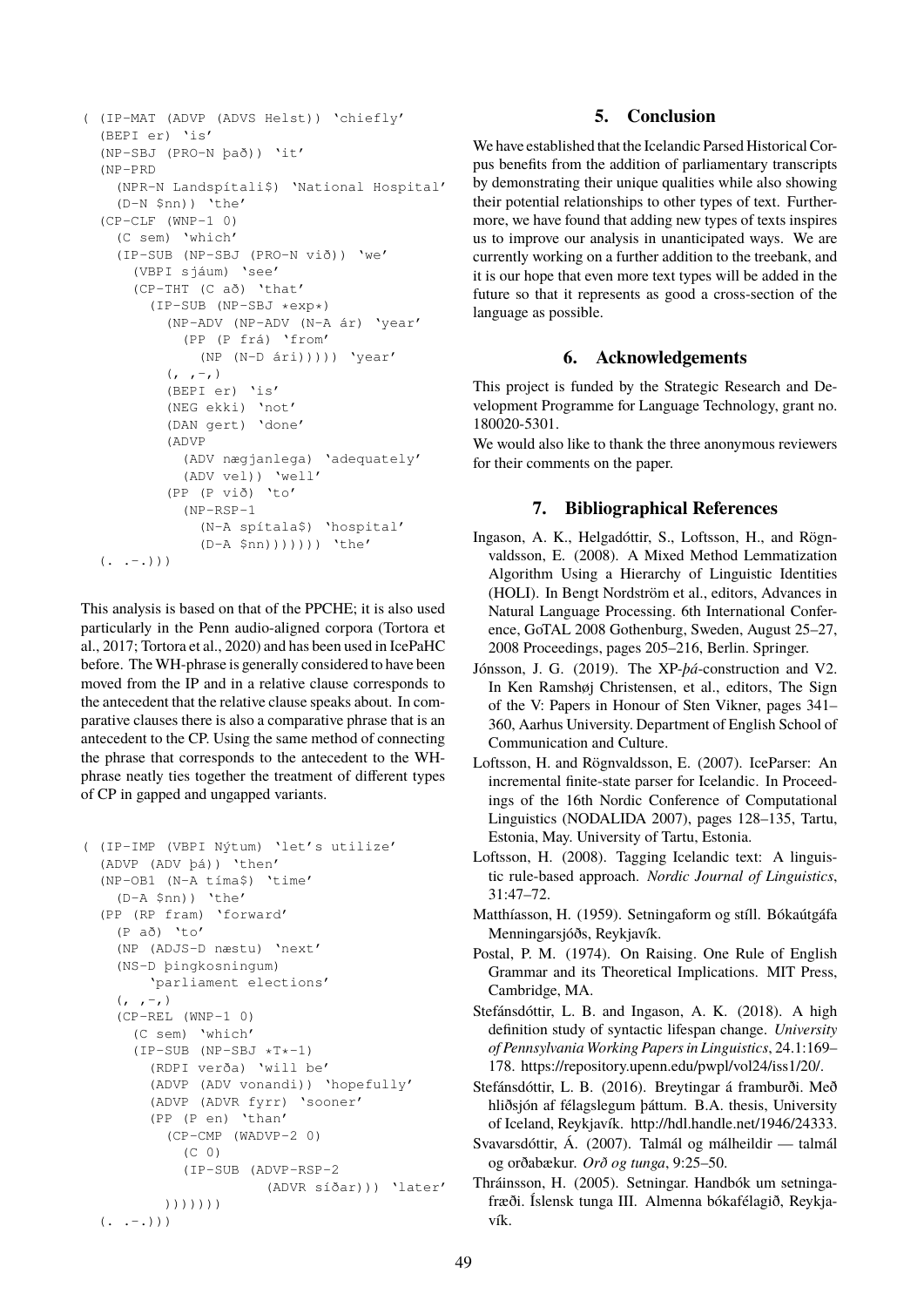```
( (IP-MAT (ADVP (ADVS Helst)) 'chiefly'
  (BEPI er) 'is'
  (NP-SBJ (PRO-N það)) 'it'
  (NP-PRD
    (NPR-N Landspítali$) 'National Hospital'
    (D-N $nn)) 'the'
  (CP-CLF (WNP-1 0)
    (C sem) 'which'
    (IP-SUB (NP-SBJ (PRO-N við)) 'we'
      (VBPI sjáum) 'see'
      (CP-THT (C að) 'that'
        (IP-SUB (NP-SBJ *exp*)
          (NP-ADV (NP-ADV (N-A ár) 'year'
            (PP (P frá) 'from'
              (NP (N-D ári))))) 'year'
          (, ,-,)
          (BEPI er) 'is'
          (NEG ekki) 'not'
          (DAN gert) 'done'
          (ADVP
            (ADV nægjanlega) 'adequately'
            (ADV vel)) 'well'
          (PP (P við) 'to'
            (NP-RSP-1
              (N-A spítala$) 'hospital'
              (D-A $nn))))))) 'the'
  (. .-.)))
```

This analysis is based on that of the PPCHE; it is also used particularly in the Penn audio-aligned corpora (Tortora et al., 2017; Tortora et al., 2020) and has been used in IcePaHC before. The WH-phrase is generally considered to have been moved from the IP and in a relative clause corresponds to the antecedent that the relative clause speaks about. In comparative clauses there is also a comparative phrase that is an antecedent to the CP. Using the same method of connecting the phrase that corresponds to the antecedent to the WH-phrase neatly ties together the treatment of different types of CP in gapped and ungapped variants.

```
( (IP-IMP (VBPI Nýtum) 'let's utilize'
  (ADVP (ADV þá)) 'then'
  (NP-OB1 (N-A tíma$) 'time'
    (D-A $nn)) 'the'
  (PP (RP fram) 'forward'
    (P að) 'to'
    (NP (ADJS-D næstu) 'next'
    (NS-D þingkosningum)
        'parliament elections'
    (, ,-,)
    (CP-REL (WNP-1 0)
      (C sem) 'which'
      (IP-SUB (NP-SBJ *T*-1)
        (RDPI verða) 'will be'
        (ADVP (ADV vonandi)) 'hopefully'
        (ADVP (ADVR fyrr) 'sooner'
        (PP (P en) 'than'
          (CP-CMP (WADVP-2 0)
            (C 0)
            (IP-SUB (ADVP-RSP-2
                      (ADVR síðar))) 'later'
          )))))))
  (. .-.)))
```

## 5. Conclusion

We have established that the Icelandic Parsed Historical Corpus benefits from the addition of parliamentary transcripts by demonstrating their unique qualities while also showing their potential relationships to other types of text. Furthermore, we have found that adding new types of texts inspires us to improve our analysis in unanticipated ways. We are currently working on a further addition to the treebank, and it is our hope that even more text types will be added in the future so that it represents as good a cross-section of the language as possible.

## 6. Acknowledgements

This project is funded by the Strategic Research and Development Programme for Language Technology, grant no. 180020-5301.

We would also like to thank the three anonymous reviewers for their comments on the paper.

## 7. Bibliographical References

Ingason, A. K., Helgadóttir, S., Loftsson, H., and Rögnvaldsson, E. (2008). A Mixed Method Lemmatization Algorithm Using a Hierarchy of Linguistic Identities (HOLI). In Bengt Nordström et al., editors, Advances in Natural Language Processing. 6th International Conference, GoTAL 2008 Gothenburg, Sweden, August 25–27, 2008 Proceedings, pages 205–216, Berlin. Springer.

Jónsson, J. G. (2019). The XP-*þá*-construction and V2. In Ken Ramshøj Christensen, et al., editors, The Sign of the V: Papers in Honour of Sten Vikner, pages 341–360, Aarhus University. Department of English School of Communication and Culture.

Loftsson, H. and Rögnvaldsson, E. (2007). IceParser: An incremental finite-state parser for Icelandic. In Proceedings of the 16th Nordic Conference of Computational Linguistics (NODALIDA 2007), pages 128–135, Tartu, Estonia, May. University of Tartu, Estonia.

Loftsson, H. (2008). Tagging Icelandic text: A linguistic rule-based approach. *Nordic Journal of Linguistics*, 31:47–72.

Matthíasson, H. (1959). Setningaform og stíll. Bókaútgáfa Menningarsjóðs, Reykjavík.

Postal, P. M. (1974). On Raising. One Rule of English Grammar and its Theoretical Implications. MIT Press, Cambridge, MA.

Stefánsdóttir, L. B. and Ingason, A. K. (2018). A high definition study of syntactic lifespan change. *University of Pennsylvania Working Papers in Linguistics*, 24.1:169–178. https://repository.upenn.edu/pwpl/vol24/iss1/20/.

Stefánsdóttir, L. B. (2016). Breytingar á framburði. Með hliðsjón af félagslegum þáttum. B.A. thesis, University of Iceland, Reykjavík. http://hdl.handle.net/1946/24333.

Svavarsdóttir, Á. (2007). Talmál og málheildir — talmál og orðabækur. *Orð og tunga*, 9:25–50.

Thráinsson, H. (2005). Setningar. Handbók um setningafræði. Íslensk tunga III. Almenna bókafélagið, Reykjavík.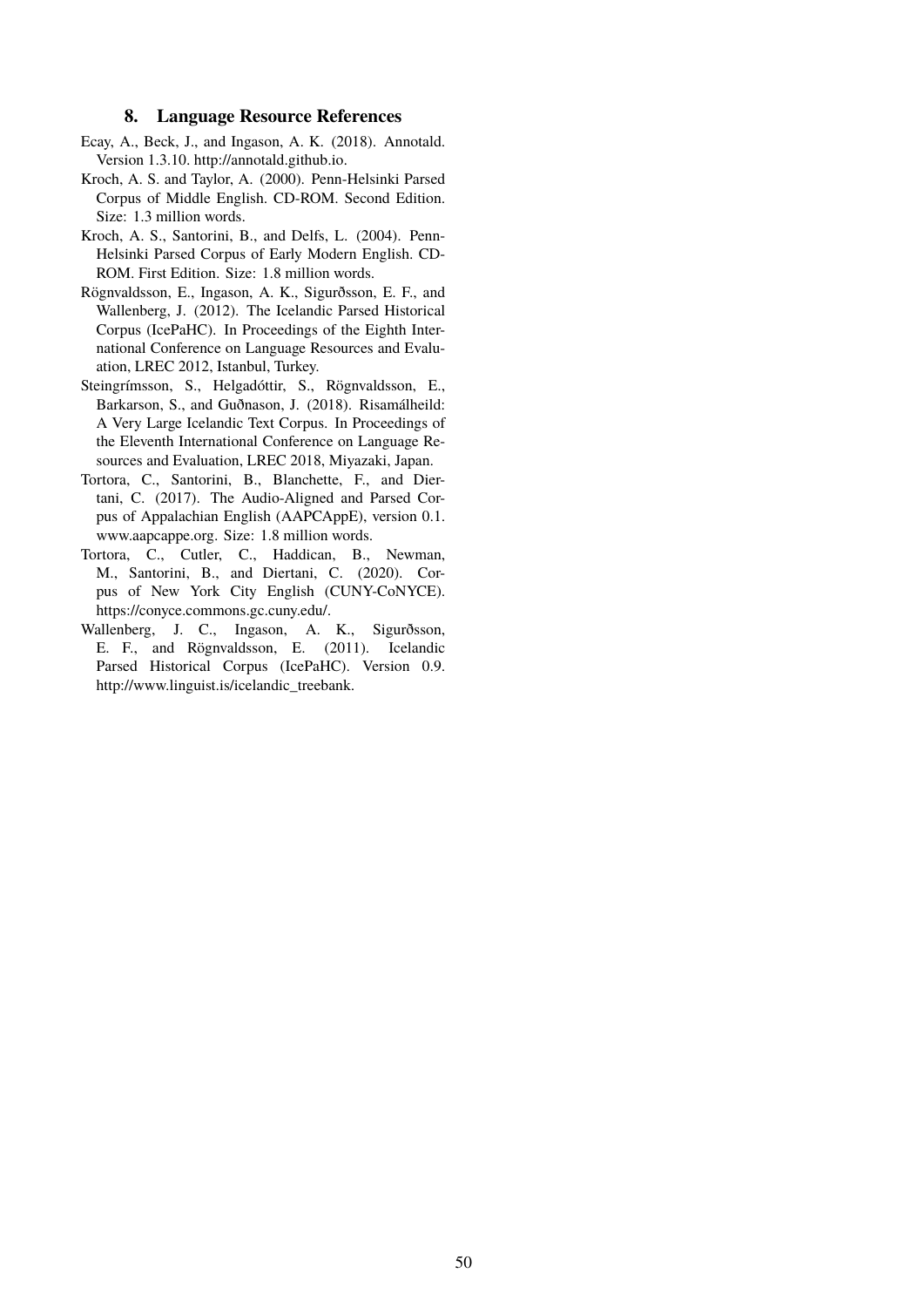## 8. Language Resource References

Ecay, A., Beck, J., and Ingason, A. K. (2018). Annotald. Version 1.3.10. http://annotald.github.io.

Kroch, A. S. and Taylor, A. (2000). Penn-Helsinki Parsed Corpus of Middle English. CD-ROM. Second Edition. Size: 1.3 million words.

Kroch, A. S., Santorini, B., and Delfs, L. (2004). Penn-Helsinki Parsed Corpus of Early Modern English. CD-ROM. First Edition. Size: 1.8 million words.

Rögnvaldsson, E., Ingason, A. K., Sigurðsson, E. F., and Wallenberg, J. (2012). The Icelandic Parsed Historical Corpus (IcePaHC). In Proceedings of the Eighth International Conference on Language Resources and Evaluation, LREC 2012, Istanbul, Turkey.

Steingrímsson, S., Helgadóttir, S., Rögnvaldsson, E., Barkarson, S., and Guðnason, J. (2018). Risamálheild: A Very Large Icelandic Text Corpus. In Proceedings of the Eleventh International Conference on Language Resources and Evaluation, LREC 2018, Miyazaki, Japan.

Tortora, C., Santorini, B., Blanchette, F., and Diertani, C. (2017). The Audio-Aligned and Parsed Corpus of Appalachian English (AAPCAppE), version 0.1. www.aapcappe.org. Size: 1.8 million words.

Tortora, C., Cutler, C., Haddican, B., Newman, M., Santorini, B., and Diertani, C. (2020). Corpus of New York City English (CUNY-CoNYCE). https://conyce.commons.gc.cuny.edu/.

Wallenberg, J. C., Ingason, A. K., Sigurðsson, E. F., and Rögnvaldsson, E. (2011). Icelandic Parsed Historical Corpus (IcePaHC). Version 0.9. http://www.linguist.is/icelandic_treebank.